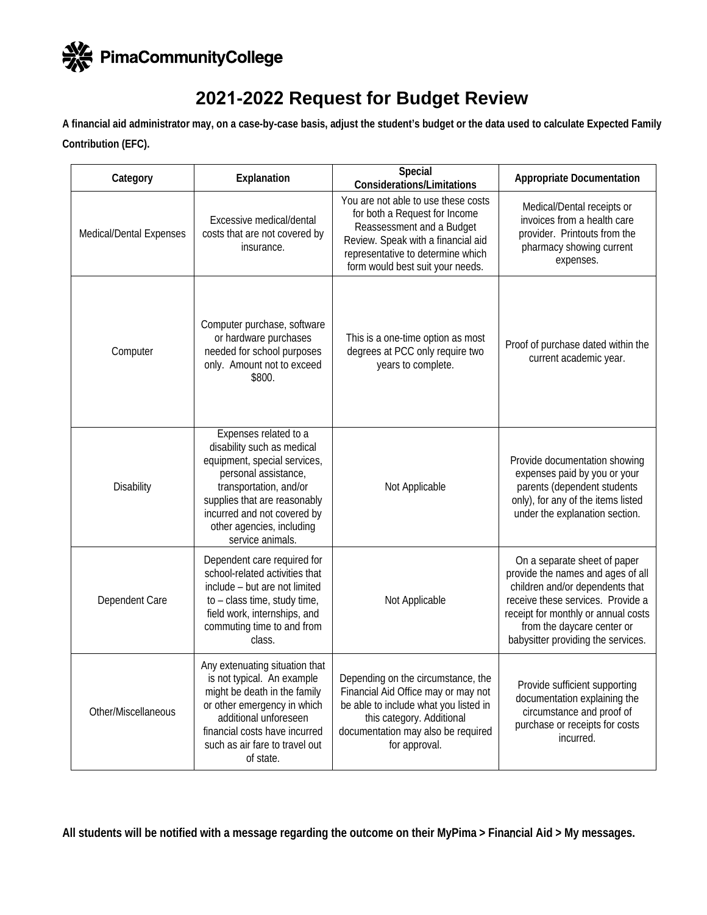**PimaCommunityCollege**

# 2021-2022 Request for Budget Review

**A financial aid administrator may, on a case-by-case basis, adjust the student's budget or the data used to calculate Expected Family Contribution (EFC).**

| Category | Explanation | Special Considerations/Limitations | Appropriate Documentation |
|---|---|---|---|
| Medical/Dental Expenses | Excessive medical/dental costs that are not covered by insurance. | You are not able to use these costs for both a Request for Income Reassessment and a Budget Review. Speak with a financial aid representative to determine which form would best suit your needs. | Medical/Dental receipts or invoices from a health care provider. Printouts from the pharmacy showing current expenses. |
| Computer | Computer purchase, software or hardware purchases needed for school purposes only. Amount not to exceed $800. | This is a one-time option as most degrees at PCC only require two years to complete. | Proof of purchase dated within the current academic year. |
| Disability | Expenses related to a disability such as medical equipment, special services, personal assistance, transportation, and/or supplies that are reasonably incurred and not covered by other agencies, including service animals. | Not Applicable | Provide documentation showing expenses paid by you or your parents (dependent students only), for any of the items listed under the explanation section. |
| Dependent Care | Dependent care required for school-related activities that include – but are not limited to – class time, study time, field work, internships, and commuting time to and from class. | Not Applicable | On a separate sheet of paper provide the names and ages of all children and/or dependents that receive these services. Provide a receipt for monthly or annual costs from the daycare center or babysitter providing the services. |
| Other/Miscellaneous | Any extenuating situation that is not typical. An example might be death in the family or other emergency in which additional unforeseen financial costs have incurred such as air fare to travel out of state. | Depending on the circumstance, the Financial Aid Office may or may not be able to include what you listed in this category. Additional documentation may also be required for approval. | Provide sufficient supporting documentation explaining the circumstance and proof of purchase or receipts for costs incurred. |

**All students will be notified with a message regarding the outcome on their MyPima > Financial Aid > My messages.**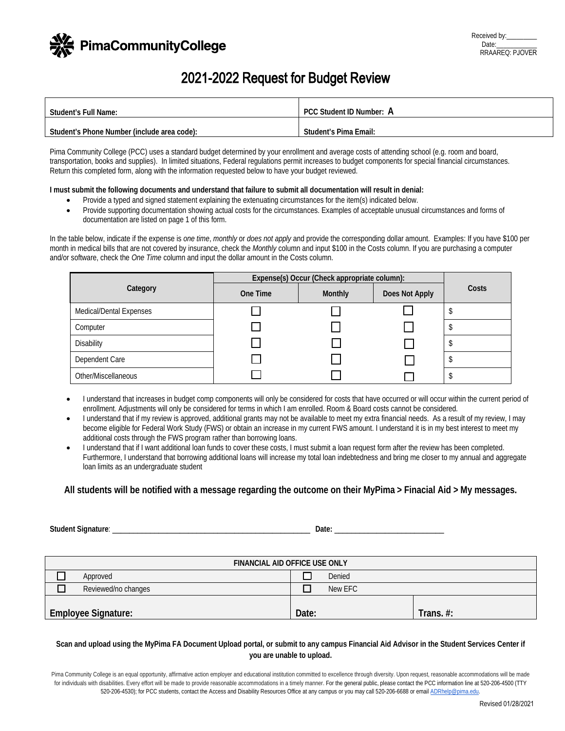PimaCommunityCollege

Received by:_________
Date:____________
RRAAREQ: PJOVER

# 2021-2022 Request for Budget Review

| Student's Full Name: | PCC Student ID Number: A |
| --- | --- |
| Student's Phone Number (include area code): | Student's Pima Email: |

Pima Community College (PCC) uses a standard budget determined by your enrollment and average costs of attending school (e.g. room and board, transportation, books and supplies). In limited situations, Federal regulations permit increases to budget components for special financial circumstances. Return this completed form, along with the information requested below to have your budget reviewed.

**I must submit the following documents and understand that failure to submit all documentation will result in denial:**

- Provide a typed and signed statement explaining the extenuating circumstances for the item(s) indicated below.
- Provide supporting documentation showing actual costs for the circumstances. Examples of acceptable unusual circumstances and forms of documentation are listed on page 1 of this form.

In the table below, indicate if the expense is *one time*, *monthly* or *does not apply* and provide the corresponding dollar amount. Examples: If you have $100 per month in medical bills that are not covered by insurance, check the *Monthly* column and input $100 in the Costs column. If you are purchasing a computer and/or software, check the *One Time* column and input the dollar amount in the Costs column.

| Category | Expense(s) Occur (Check appropriate column): | | | Costs |
| --- | --- | --- | --- | --- |
| | One Time | Monthly | Does Not Apply | |
| Medical/Dental Expenses | ☐ | ☐ | ☐ | $ |
| Computer | ☐ | ☐ | ☐ | $ |
| Disability | ☐ | ☐ | ☐ | $ |
| Dependent Care | ☐ | ☐ | ☐ | $ |
| Other/Miscellaneous | ☐ | ☐ | ☐ | $ |

- I understand that increases in budget comp components will only be considered for costs that have occurred or will occur within the current period of enrollment. Adjustments will only be considered for terms in which I am enrolled. Room & Board costs cannot be considered.
- I understand that if my review is approved, additional grants may not be available to meet my extra financial needs. As a result of my review, I may become eligible for Federal Work Study (FWS) or obtain an increase in my current FWS amount. I understand it is in my best interest to meet my additional costs through the FWS program rather than borrowing loans.
- I understand that if I want additional loan funds to cover these costs, I must submit a loan request form after the review has been completed. Furthermore, I understand that borrowing additional loans will increase my total loan indebtedness and bring me closer to my annual and aggregate loan limits as an undergraduate student

**All students will be notified with a message regarding the outcome on their MyPima > Fiacial Aid > My messages.**

**Student Signature**: ____________________________________________________ **Date:** ____________________________

| FINANCIAL AID OFFICE USE ONLY | | |
| --- | --- | --- |
| ☐ Approved | ☐ Denied | |
| ☐ Reviewed/no changes | ☐ New EFC | |
| **Employee Signature:** | **Date:** | **Trans. #:** |

**Scan and upload using the MyPima FA Document Upload portal, or submit to any campus Financial Aid Advisor in the Student Services Center if you are unable to upload.**

Pima Community College is an equal opportunity, affirmative action employer and educational institution committed to excellence through diversity. Upon request, reasonable accommodations will be made for individuals with disabilities. Every effort will be made to provide reasonable accommodations in a timely manner. For the general public, please contact the PCC information line at 520-206-4500 (TTY 520-206-4530); for PCC students, contact the Access and Disability Resources Office at any campus or you may call 520-206-6688 or email ADRhelp@pima.edu.

Revised 01/28/2021